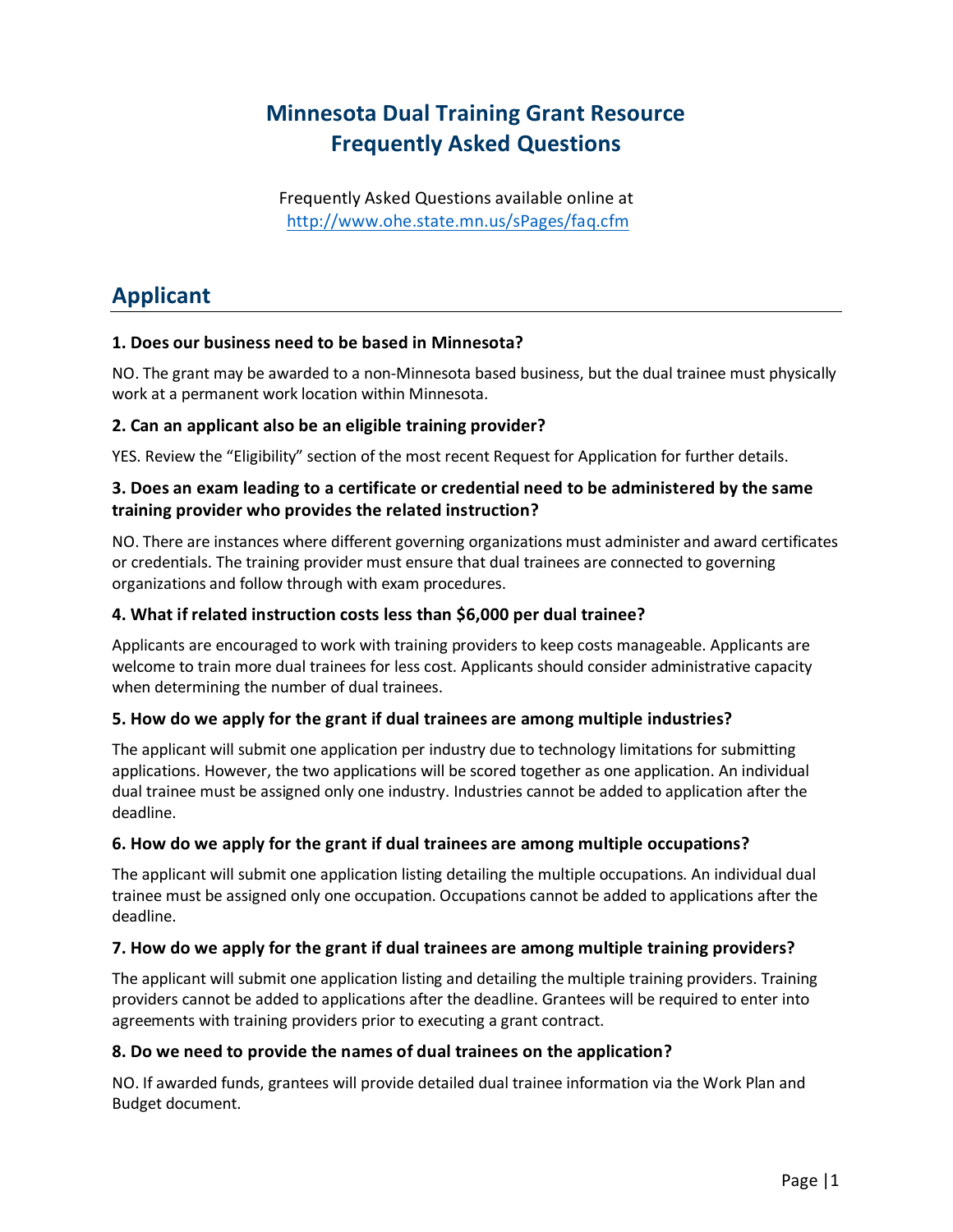# Minnesota Dual Training Grant Resource Frequently Asked Questions

Frequently Asked Questions available online at http://www.ohe.state.mn.us/sPages/faq.cfm

## Applicant

### 1. Does our business need to be based in Minnesota?

NO. The grant may be awarded to a non-Minnesota based business, but the dual trainee must physically work at a permanent work location within Minnesota.

### 2. Can an applicant also be an eligible training provider?

YES. Review the "Eligibility" section of the most recent Request for Application for further details.

### 3. Does an exam leading to a certificate or credential need to be administered by the same training provider who provides the related instruction?

NO. There are instances where different governing organizations must administer and award certificates or credentials. The training provider must ensure that dual trainees are connected to governing organizations and follow through with exam procedures.

### 4. What if related instruction costs less than $6,000 per dual trainee?

Applicants are encouraged to work with training providers to keep costs manageable. Applicants are welcome to train more dual trainees for less cost. Applicants should consider administrative capacity when determining the number of dual trainees.

### 5. How do we apply for the grant if dual trainees are among multiple industries?

The applicant will submit one application per industry due to technology limitations for submitting applications. However, the two applications will be scored together as one application. An individual dual trainee must be assigned only one industry. Industries cannot be added to application after the deadline.

### 6. How do we apply for the grant if dual trainees are among multiple occupations?

The applicant will submit one application listing detailing the multiple occupations. An individual dual trainee must be assigned only one occupation. Occupations cannot be added to applications after the deadline.

### 7. How do we apply for the grant if dual trainees are among multiple training providers?

The applicant will submit one application listing and detailing the multiple training providers. Training providers cannot be added to applications after the deadline. Grantees will be required to enter into agreements with training providers prior to executing a grant contract.

### 8. Do we need to provide the names of dual trainees on the application?

NO. If awarded funds, grantees will provide detailed dual trainee information via the Work Plan and Budget document.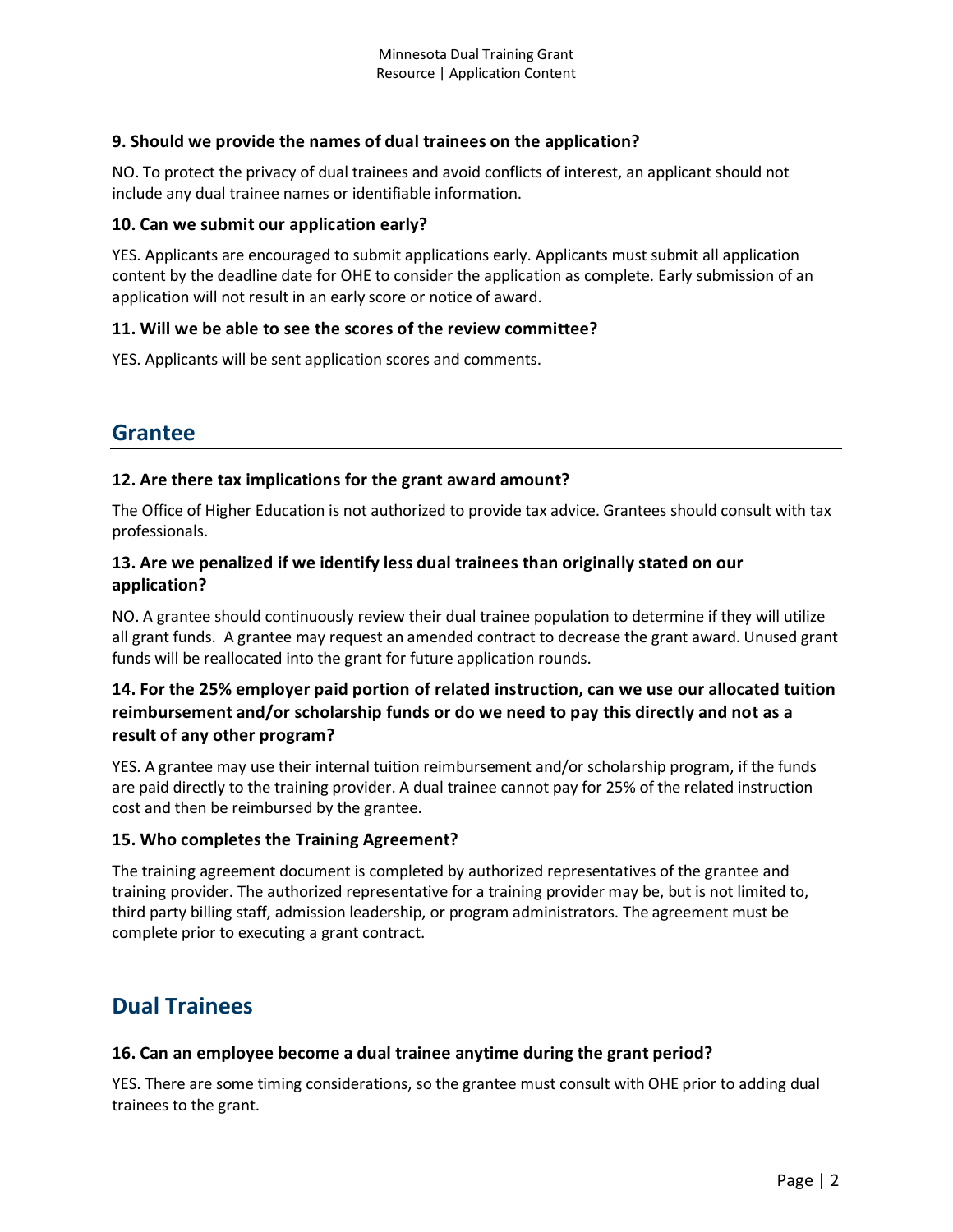**9. Should we provide the names of dual trainees on the application?**

NO. To protect the privacy of dual trainees and avoid conflicts of interest, an applicant should not include any dual trainee names or identifiable information.

**10. Can we submit our application early?**

YES. Applicants are encouraged to submit applications early. Applicants must submit all application content by the deadline date for OHE to consider the application as complete. Early submission of an application will not result in an early score or notice of award.

**11. Will we be able to see the scores of the review committee?**

YES. Applicants will be sent application scores and comments.

## Grantee

**12. Are there tax implications for the grant award amount?**

The Office of Higher Education is not authorized to provide tax advice. Grantees should consult with tax professionals.

**13. Are we penalized if we identify less dual trainees than originally stated on our application?**

NO. A grantee should continuously review their dual trainee population to determine if they will utilize all grant funds. A grantee may request an amended contract to decrease the grant award. Unused grant funds will be reallocated into the grant for future application rounds.

**14. For the 25% employer paid portion of related instruction, can we use our allocated tuition reimbursement and/or scholarship funds or do we need to pay this directly and not as a result of any other program?**

YES. A grantee may use their internal tuition reimbursement and/or scholarship program, if the funds are paid directly to the training provider. A dual trainee cannot pay for 25% of the related instruction cost and then be reimbursed by the grantee.

**15. Who completes the Training Agreement?**

The training agreement document is completed by authorized representatives of the grantee and training provider. The authorized representative for a training provider may be, but is not limited to, third party billing staff, admission leadership, or program administrators. The agreement must be complete prior to executing a grant contract.

## Dual Trainees

**16. Can an employee become a dual trainee anytime during the grant period?**

YES. There are some timing considerations, so the grantee must consult with OHE prior to adding dual trainees to the grant.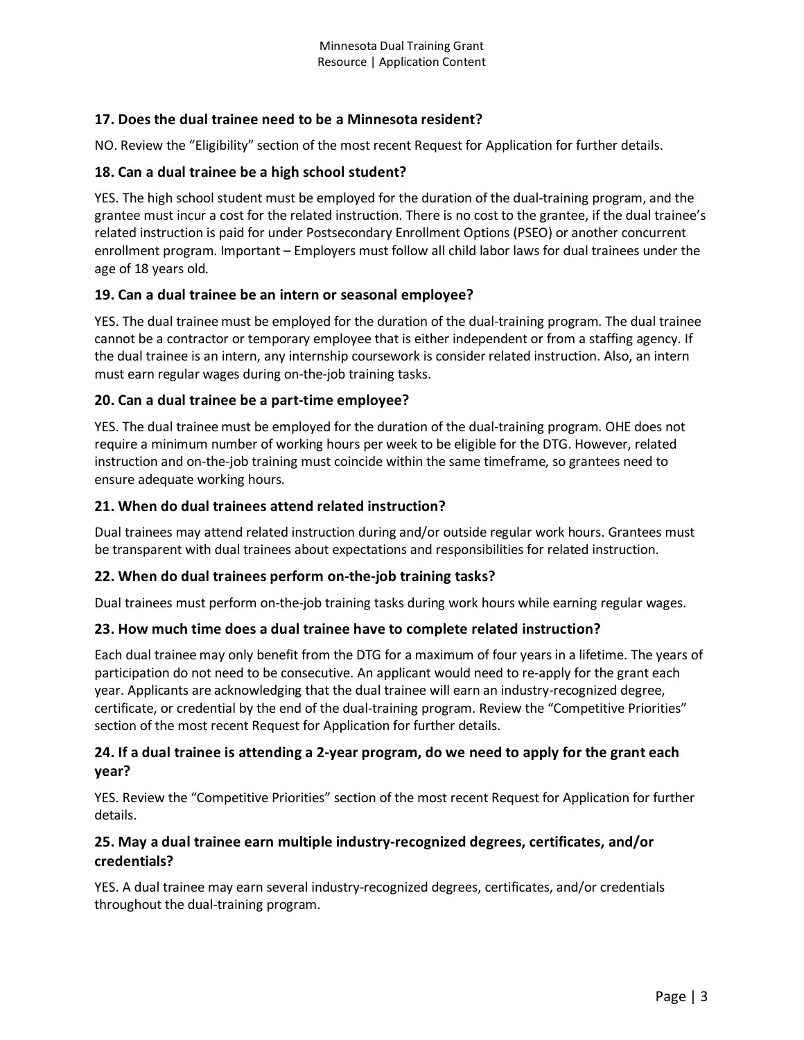### 17. Does the dual trainee need to be a Minnesota resident?

NO. Review the "Eligibility" section of the most recent Request for Application for further details.

### 18. Can a dual trainee be a high school student?

YES. The high school student must be employed for the duration of the dual-training program, and the grantee must incur a cost for the related instruction. There is no cost to the grantee, if the dual trainee's related instruction is paid for under Postsecondary Enrollment Options (PSEO) or another concurrent enrollment program. Important – Employers must follow all child labor laws for dual trainees under the age of 18 years old.

### 19. Can a dual trainee be an intern or seasonal employee?

YES. The dual trainee must be employed for the duration of the dual-training program. The dual trainee cannot be a contractor or temporary employee that is either independent or from a staffing agency. If the dual trainee is an intern, any internship coursework is consider related instruction. Also, an intern must earn regular wages during on-the-job training tasks.

### 20. Can a dual trainee be a part-time employee?

YES. The dual trainee must be employed for the duration of the dual-training program. OHE does not require a minimum number of working hours per week to be eligible for the DTG. However, related instruction and on-the-job training must coincide within the same timeframe, so grantees need to ensure adequate working hours.

### 21. When do dual trainees attend related instruction?

Dual trainees may attend related instruction during and/or outside regular work hours. Grantees must be transparent with dual trainees about expectations and responsibilities for related instruction.

### 22. When do dual trainees perform on-the-job training tasks?

Dual trainees must perform on-the-job training tasks during work hours while earning regular wages.

### 23. How much time does a dual trainee have to complete related instruction?

Each dual trainee may only benefit from the DTG for a maximum of four years in a lifetime. The years of participation do not need to be consecutive. An applicant would need to re-apply for the grant each year. Applicants are acknowledging that the dual trainee will earn an industry-recognized degree, certificate, or credential by the end of the dual-training program. Review the "Competitive Priorities" section of the most recent Request for Application for further details.

### 24. If a dual trainee is attending a 2-year program, do we need to apply for the grant each year?

YES. Review the "Competitive Priorities" section of the most recent Request for Application for further details.

### 25. May a dual trainee earn multiple industry-recognized degrees, certificates, and/or credentials?

YES. A dual trainee may earn several industry-recognized degrees, certificates, and/or credentials throughout the dual-training program.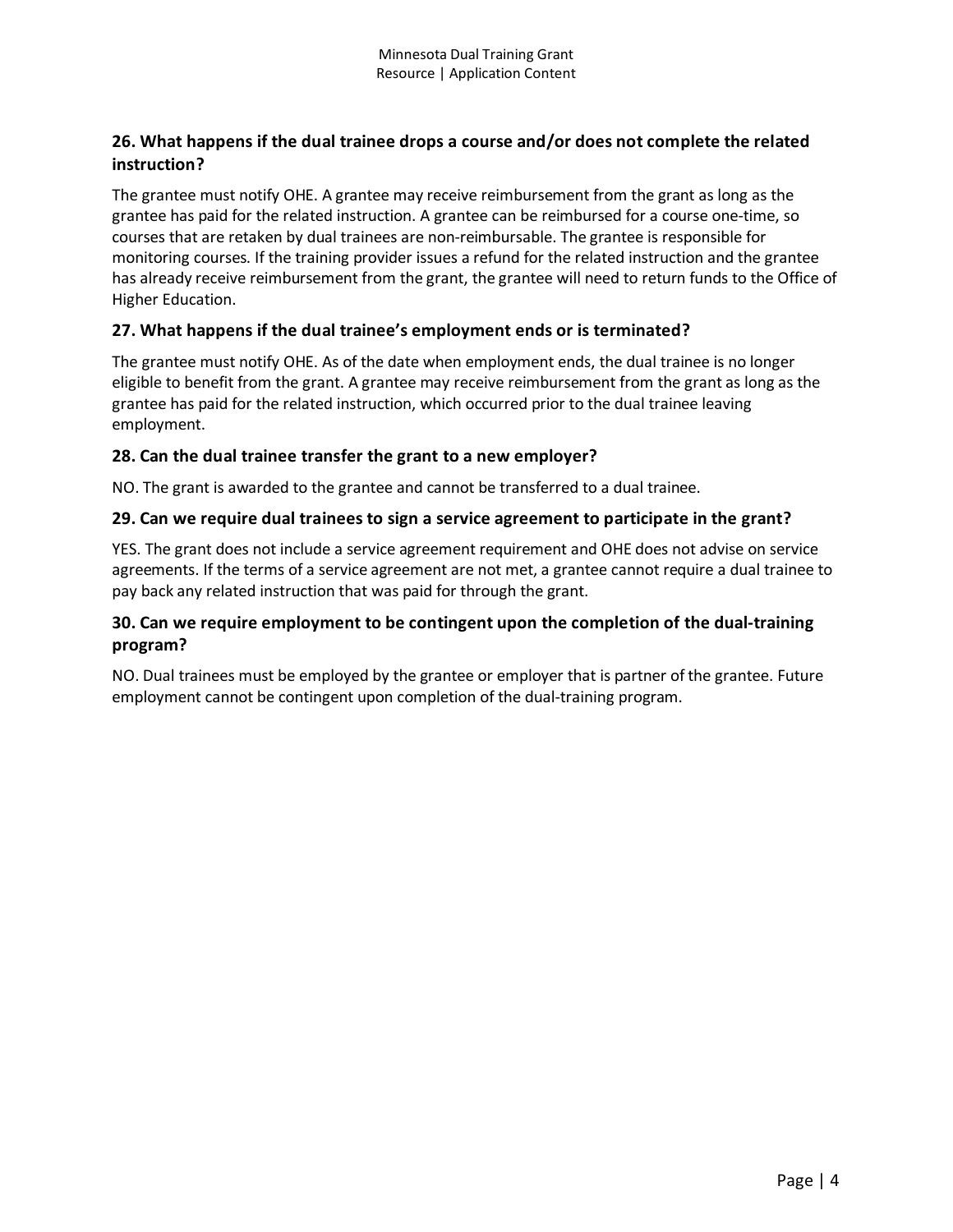### 26. What happens if the dual trainee drops a course and/or does not complete the related instruction?

The grantee must notify OHE. A grantee may receive reimbursement from the grant as long as the grantee has paid for the related instruction. A grantee can be reimbursed for a course one-time, so courses that are retaken by dual trainees are non-reimbursable. The grantee is responsible for monitoring courses. If the training provider issues a refund for the related instruction and the grantee has already receive reimbursement from the grant, the grantee will need to return funds to the Office of Higher Education.

### 27. What happens if the dual trainee's employment ends or is terminated?

The grantee must notify OHE. As of the date when employment ends, the dual trainee is no longer eligible to benefit from the grant. A grantee may receive reimbursement from the grant as long as the grantee has paid for the related instruction, which occurred prior to the dual trainee leaving employment.

### 28. Can the dual trainee transfer the grant to a new employer?

NO. The grant is awarded to the grantee and cannot be transferred to a dual trainee.

### 29. Can we require dual trainees to sign a service agreement to participate in the grant?

YES. The grant does not include a service agreement requirement and OHE does not advise on service agreements. If the terms of a service agreement are not met, a grantee cannot require a dual trainee to pay back any related instruction that was paid for through the grant.

### 30. Can we require employment to be contingent upon the completion of the dual-training program?

NO. Dual trainees must be employed by the grantee or employer that is partner of the grantee. Future employment cannot be contingent upon completion of the dual-training program.